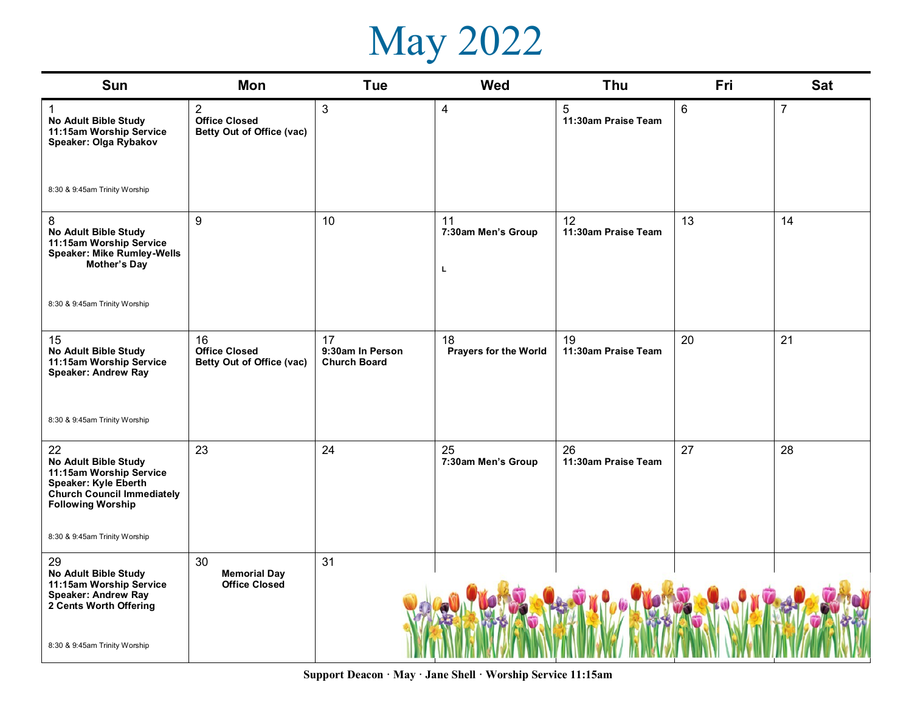# May 2022

| Sun | Mon | Tue | Wed | Thu | Fri | Sat |
|---|---|---|---|---|---|---|
| 1<br>**No Adult Bible Study**<br>**11:15am Worship Service**<br>**Speaker: Olga Rybakov**<br><br>8:30 & 9:45am Trinity Worship | 2<br>**Office Closed**<br>**Betty Out of Office (vac)** | 3 | 4 | 5<br>**11:30am Praise Team** | 6 | 7 |
| 8<br>**No Adult Bible Study**<br>**11:15am Worship Service**<br>**Speaker: Mike Rumley-Wells**<br>**Mother's Day**<br><br>8:30 & 9:45am Trinity Worship | 9 | 10 | 11<br>**7:30am Men's Group**<br><br>**L** | 12<br>**11:30am Praise Team** | 13 | 14 |
| 15<br>**No Adult Bible Study**<br>**11:15am Worship Service**<br>**Speaker: Andrew Ray**<br><br>8:30 & 9:45am Trinity Worship | 16<br>**Office Closed**<br>**Betty Out of Office (vac)** | 17<br>**9:30am In Person Church Board** | 18<br>**Prayers for the World** | 19<br>**11:30am Praise Team** | 20 | 21 |
| 22<br>**No Adult Bible Study**<br>**11:15am Worship Service**<br>**Speaker: Kyle Eberth**<br>**Church Council Immediately Following Worship**<br><br>8:30 & 9:45am Trinity Worship | 23 | 24 | 25<br>**7:30am Men's Group** | 26<br>**11:30am Praise Team** | 27 | 28 |
| 29<br>**No Adult Bible Study**<br>**11:15am Worship Service**<br>**Speaker: Andrew Ray**<br>**2 Cents Worth Offering**<br><br>8:30 & 9:45am Trinity Worship | 30<br>**Memorial Day**<br>**Office Closed** | 31 | | | | |

**Support Deacon · May · Jane Shell · Worship Service 11:15am**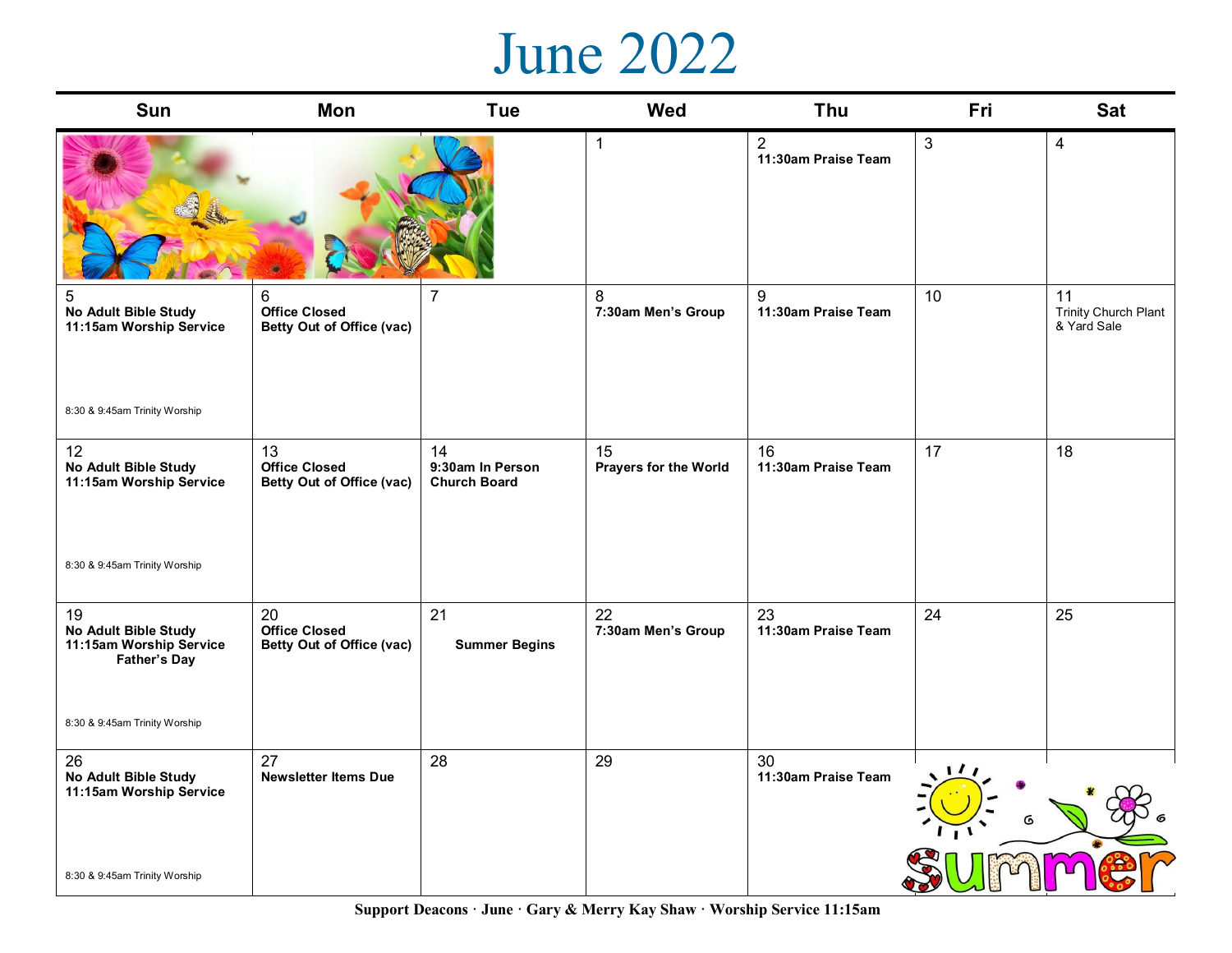# June 2022

| Sun | Mon | Tue | Wed | Thu | Fri | Sat |
|---|---|---|---|---|---|---|
| | | | 1 | 2<br>**11:30am Praise Team** | 3 | 4 |
| 5<br>**No Adult Bible Study**<br>**11:15am Worship Service**<br>8:30 & 9:45am Trinity Worship | 6<br>**Office Closed**<br>**Betty Out of Office (vac)** | 7 | 8<br>**7:30am Men's Group** | 9<br>**11:30am Praise Team** | 10 | 11<br>Trinity Church Plant & Yard Sale |
| 12<br>**No Adult Bible Study**<br>**11:15am Worship Service**<br>8:30 & 9:45am Trinity Worship | 13<br>**Office Closed**<br>**Betty Out of Office (vac)** | 14<br>**9:30am In Person Church Board** | 15<br>**Prayers for the World** | 16<br>**11:30am Praise Team** | 17 | 18 |
| 19<br>**No Adult Bible Study**<br>**11:15am Worship Service**<br>**Father's Day**<br>8:30 & 9:45am Trinity Worship | 20<br>**Office Closed**<br>**Betty Out of Office (vac)** | 21<br>**Summer Begins** | 22<br>**7:30am Men's Group** | 23<br>**11:30am Praise Team** | 24 | 25 |
| 26<br>**No Adult Bible Study**<br>**11:15am Worship Service**<br>8:30 & 9:45am Trinity Worship | 27<br>**Newsletter Items Due** | 28 | 29 | 30<br>**11:30am Praise Team** | | |

**Support Deacons · June · Gary & Merry Kay Shaw · Worship Service 11:15am**